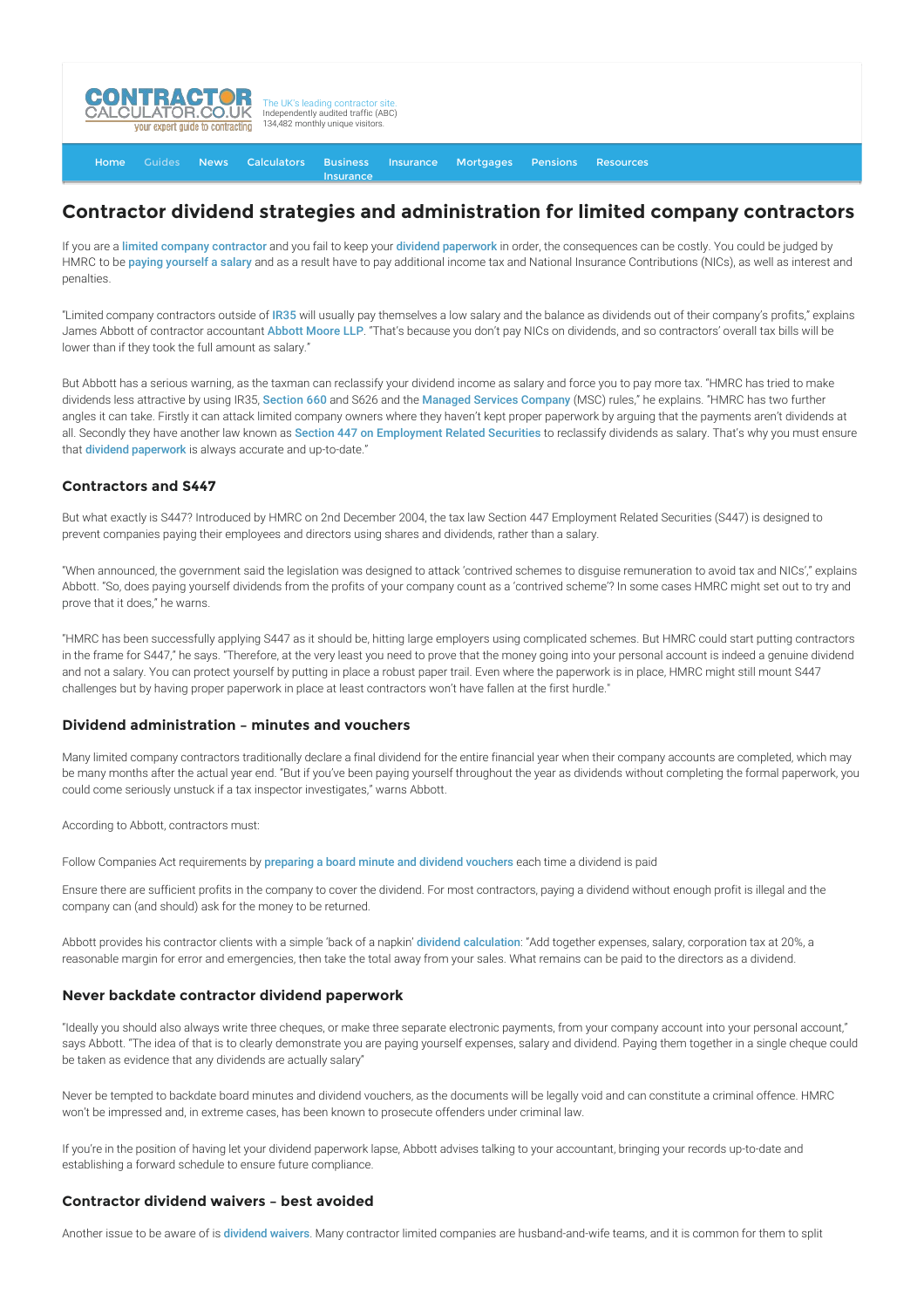# Contractor dividend strategies and administration for limited company contractors

If you are a limited company contractor and you fail to keep your dividend paperwork in order, the consequences can be costly. You could be judged by HMRC to be paying yourself a salary and as a result have to pay additional income tax and National Insurance Contributions (NICs), as well as interest and penalties.

"Limited company contractors outside of IR35 will usually pay themselves a low salary and the balance as dividends out of their company's profits," explains James Abbott of contractor accountant Abbott Moore LLP. "That's because you don't pay NICs on dividends, and so contractors' overall tax bills will be lower than if they took the full amount as salary."

But Abbott has a serious warning, as the taxman can reclassify your dividend income as salary and force you to pay more tax. "HMRC has tried to make dividends less attractive by using IR35, Section 660 and S626 and the Managed Services Company (MSC) rules," he explains. "HMRC has two further angles it can take. Firstly it can attack limited company owners where they haven't kept proper paperwork by arguing that the payments aren't dividends at all. Secondly they have another law known as Section 447 on Employment Related Securities to reclassify dividends as salary. That's why you must ensure that dividend paperwork is always accurate and up-to-date."

### Contractors and S447

But what exactly is S447? Introduced by HMRC on 2nd December 2004, the tax law Section 447 Employment Related Securities (S447) is designed to prevent companies paying their employees and directors using shares and dividends, rather than a salary.

"When announced, the government said the legislation was designed to attack 'contrived schemes to disguise remuneration to avoid tax and NICs'," explains Abbott. "So, does paying yourself dividends from the profits of your company count as a 'contrived scheme'? In some cases HMRC might set out to try and prove that it does," he warns.

"HMRC has been successfully applying S447 as it should be, hitting large employers using complicated schemes. But HMRC could start putting contractors in the frame for S447," he says. "Therefore, at the very least you need to prove that the money going into your personal account is indeed a genuine dividend and not a salary. You can protect yourself by putting in place a robust paper trail. Even where the paperwork is in place, HMRC might still mount S447 challenges but by having proper paperwork in place at least contractors won't have fallen at the first hurdle."

### Dividend administration – minutes and vouchers

Many limited company contractors traditionally declare a final dividend for the entire financial year when their company accounts are completed, which may be many months after the actual year end. "But if you've been paying yourself throughout the year as dividends without completing the formal paperwork, you could come seriously unstuck if a tax inspector investigates," warns Abbott.

According to Abbott, contractors must:

Follow Companies Act requirements by preparing a board minute and dividend vouchers each time a dividend is paid

Ensure there are sufficient profits in the company to cover the dividend. For most contractors, paying a dividend without enough profit is illegal and the company can (and should) ask for the money to be returned.

Abbott provides his contractor clients with a simple 'back of a napkin' dividend calculation: "Add together expenses, salary, corporation tax at 20%, a reasonable margin for error and emergencies, then take the total away from your sales. What remains can be paid to the directors as a dividend.

### Never backdate contractor dividend paperwork

"Ideally you should also always write three cheques, or make three separate electronic payments, from your company account into your personal account," says Abbott. "The idea of that is to clearly demonstrate you are paying yourself expenses, salary and dividend. Paying them together in a single cheque could be taken as evidence that any dividends are actually salary"

Never be tempted to backdate board minutes and dividend vouchers, as the documents will be legally void and can constitute a criminal offence. HMRC won't be impressed and, in extreme cases, has been known to prosecute offenders under criminal law.

If you're in the position of having let your dividend paperwork lapse, Abbott advises talking to your accountant, bringing your records up-to-date and establishing a forward schedule to ensure future compliance.

### Contractor dividend waivers – best avoided

Another issue to be aware of is dividend waivers. Many contractor limited companies are husband-and-wife teams, and it is common for them to split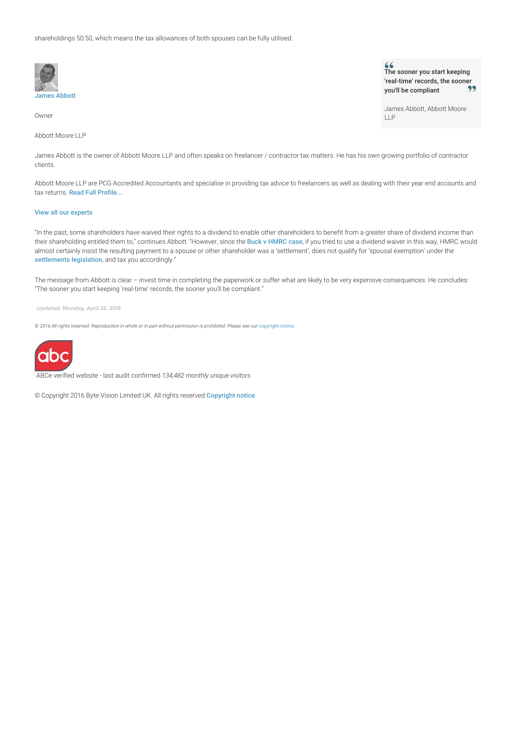shareholdings 50:50, which means the tax allowances of both spouses can be fully utilised.

> "The sooner you start keeping 'real-time' records, the sooner you'll be compliant"
>
> James Abbott, Abbott Moore LLP

James Abbott

Owner

Abbott Moore LLP

James Abbott is the owner of Abbott Moore LLP and often speaks on freelancer / contractor tax matters. He has his own growing portfolio of contractor clients.

Abbott Moore LLP are PCG Accredited Accountants and specialise in providing tax advice to freelancers as well as dealing with their year end accounts and tax returns. Read Full Profile...

View all our experts

"In the past, some shareholders have waived their rights to a dividend to enable other shareholders to benefit from a greater share of dividend income than their shareholding entitled them to," continues Abbott. "However, since the Buck v HMRC case, if you tried to use a dividend waiver in this way, HMRC would almost certainly insist the resulting payment to a spouse or other shareholder was a 'settlement', does not qualify for 'spousal exemption' under the settlements legislation, and tax you accordingly."

The message from Abbott is clear – invest time in completing the paperwork or suffer what are likely to be very expensive consequences. He concludes: "The sooner you start keeping 'real-time' records, the sooner you'll be compliant."

Updated: Monday, April 25, 2016

*© 2016 All rights reserved. Reproduction in whole or in part without permission is prohibited. Please see our copyright notice.*

ABCe verified website - last audit confirmed *134,482 monthly unique visitors*

© Copyright 2016 Byte-Vision Limited UK. All rights reserved Copyright notice